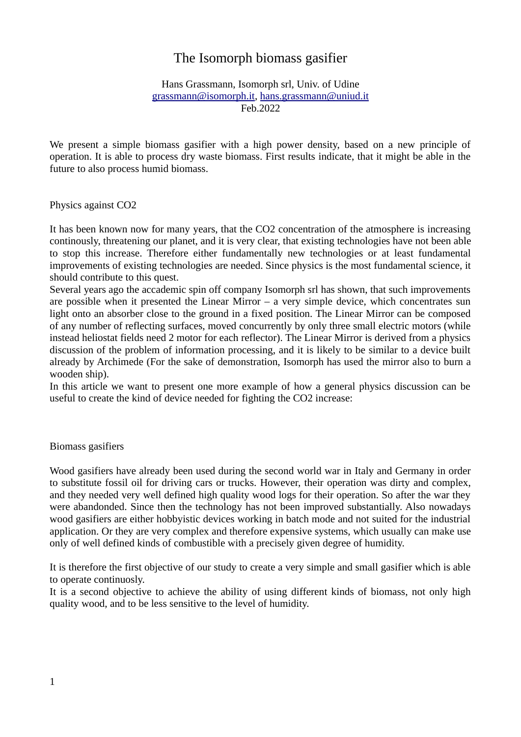# The Isomorph biomass gasifier

Hans Grassmann, Isomorph srl, Univ. of Udine
grassmann@isomorph.it, hans.grassmann@uniud.it
Feb.2022

We present a simple biomass gasifier with a high power density, based on a new principle of operation. It is able to process dry waste biomass. First results indicate, that it might be able in the future to also process humid biomass.

## Physics against CO2

It has been known now for many years, that the CO2 concentration of the atmosphere is increasing continously, threatening our planet, and it is very clear, that existing technologies have not been able to stop this increase. Therefore either fundamentally new technologies or at least fundamental improvements of existing technologies are needed. Since physics is the most fundamental science, it should contribute to this quest.
Several years ago the accademic spin off company Isomorph srl has shown, that such improvements are possible when it presented the Linear Mirror – a very simple device, which concentrates sun light onto an absorber close to the ground in a fixed position. The Linear Mirror can be composed of any number of reflecting surfaces, moved concurrently by only three small electric motors (while instead heliostat fields need 2 motor for each reflector). The Linear Mirror is derived from a physics discussion of the problem of information processing, and it is likely to be similar to a device built already by Archimede (For the sake of demonstration, Isomorph has used the mirror also to burn a wooden ship).
In this article we want to present one more example of how a general physics discussion can be useful to create the kind of device needed for fighting the CO2 increase:

## Biomass gasifiers

Wood gasifiers have already been used during the second world war in Italy and Germany in order to substitute fossil oil for driving cars or trucks. However, their operation was dirty and complex, and they needed very well defined high quality wood logs for their operation. So after the war they were abandonded. Since then the technology has not been improved substantially. Also nowadays wood gasifiers are either hobbyistic devices working in batch mode and not suited for the industrial application. Or they are very complex and therefore expensive systems, which usually can make use only of well defined kinds of combustible with a precisely given degree of humidity.

It is therefore the first objective of our study to create a very simple and small gasifier which is able to operate continuosly.
It is a second objective to achieve the ability of using different kinds of biomass, not only high quality wood, and to be less sensitive to the level of humidity.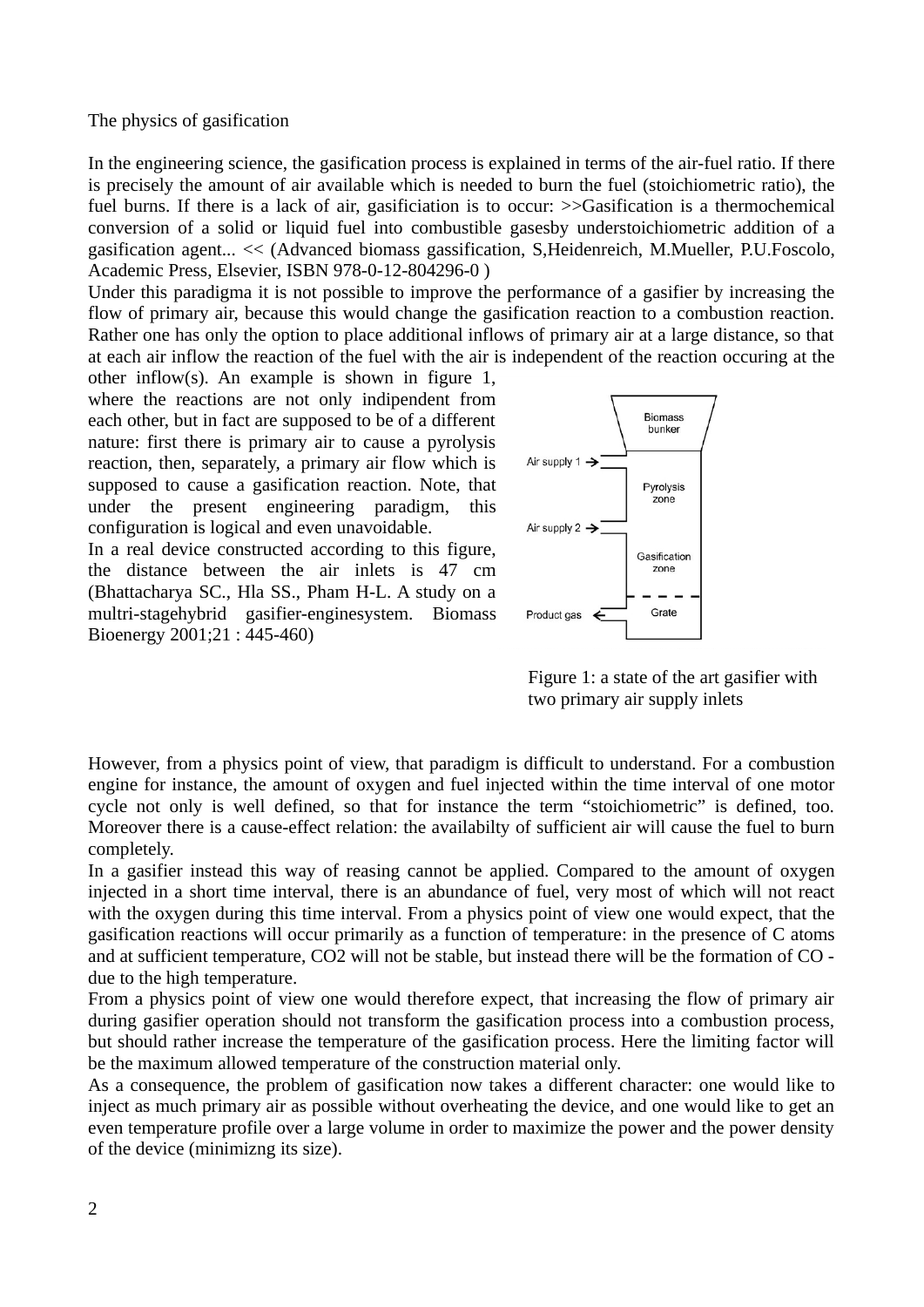The physics of gasification

In the engineering science, the gasification process is explained in terms of the air-fuel ratio. If there is precisely the amount of air available which is needed to burn the fuel (stoichiometric ratio), the fuel burns. If there is a lack of air, gasificiation is to occur: >>Gasification is a thermochemical conversion of a solid or liquid fuel into combustible gasesby understoichiometric addition of a gasification agent... << (Advanced biomass gassification, S,Heidenreich, M.Mueller, P.U.Foscolo, Academic Press, Elsevier, ISBN 978-0-12-804296-0 )

Under this paradigma it is not possible to improve the performance of a gasifier by increasing the flow of primary air, because this would change the gasification reaction to a combustion reaction. Rather one has only the option to place additional inflows of primary air at a large distance, so that at each air inflow the reaction of the fuel with the air is independent of the reaction occuring at the other inflow(s). An example is shown in figure 1, where the reactions are not only indipendent from each other, but in fact are supposed to be of a different nature: first there is primary air to cause a pyrolysis reaction, then, separately, a primary air flow which is supposed to cause a gasification reaction. Note, that under the present engineering paradigm, this configuration is logical and even unavoidable.

In a real device constructed according to this figure, the distance between the air inlets is 47 cm (Bhattacharya SC., Hla SS., Pham H-L. A study on a multri-stagehybrid gasifier-enginesystem. Biomass Bioenergy 2001;21 : 445-460)

Biomass bunker

Air supply 1 →

Pyrolysis zone

Air supply 2 →

Gasification zone

Product gas ←

Grate

Figure 1: a state of the art gasifier with two primary air supply inlets

However, from a physics point of view, that paradigm is difficult to understand. For a combustion engine for instance, the amount of oxygen and fuel injected within the time interval of one motor cycle not only is well defined, so that for instance the term "stoichiometric" is defined, too. Moreover there is a cause-effect relation: the availabilty of sufficient air will cause the fuel to burn completely.

In a gasifier instead this way of reasing cannot be applied. Compared to the amount of oxygen injected in a short time interval, there is an abundance of fuel, very most of which will not react with the oxygen during this time interval. From a physics point of view one would expect, that the gasification reactions will occur primarily as a function of temperature: in the presence of C atoms and at sufficient temperature, $CO_2$ will not be stable, but instead there will be the formation of CO - due to the high temperature.

From a physics point of view one would therefore expect, that increasing the flow of primary air during gasifier operation should not transform the gasification process into a combustion process, but should rather increase the temperature of the gasification process. Here the limiting factor will be the maximum allowed temperature of the construction material only.

As a consequence, the problem of gasification now takes a different character: one would like to inject as much primary air as possible without overheating the device, and one would like to get an even temperature profile over a large volume in order to maximize the power and the power density of the device (minimizng its size).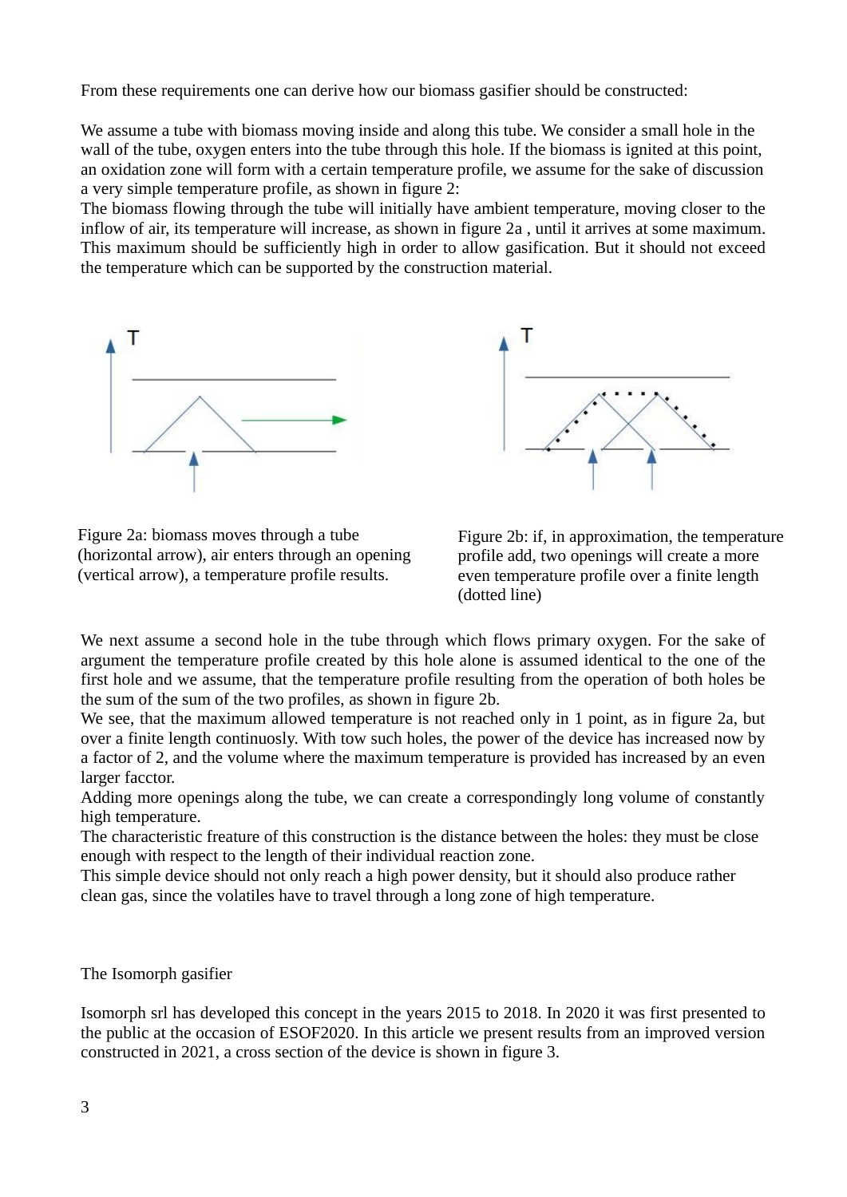From these requirements one can derive how our biomass gasifier should be constructed:

We assume a tube with biomass moving inside and along this tube. We consider a small hole in the wall of the tube, oxygen enters into the tube through this hole. If the biomass is ignited at this point, an oxidation zone will form with a certain temperature profile, we assume for the sake of discussion a very simple temperature profile, as shown in figure 2:
The biomass flowing through the tube will initially have ambient temperature, moving closer to the inflow of air, its temperature will increase, as shown in figure 2a , until it arrives at some maximum. This maximum should be sufficiently high in order to allow gasification. But it should not exceed the temperature which can be supported by the construction material.

Figure 2a: biomass moves through a tube (horizontal arrow), air enters through an opening (vertical arrow), a temperature profile results.

Figure 2b: if, in approximation, the temperature profile add, two openings will create a more even temperature profile over a finite length (dotted line)

We next assume a second hole in the tube through which flows primary oxygen. For the sake of argument the temperature profile created by this hole alone is assumed identical to the one of the first hole and we assume, that the temperature profile resulting from the operation of both holes be the sum of the sum of the two profiles, as shown in figure 2b.
We see, that the maximum allowed temperature is not reached only in 1 point, as in figure 2a, but over a finite length continuosly. With tow such holes, the power of the device has increased now by a factor of 2, and the volume where the maximum temperature is provided has increased by an even larger facctor.
Adding more openings along the tube, we can create a correspondingly long volume of constantly high temperature.
The characteristic freature of this construction is the distance between the holes: they must be close enough with respect to the length of their individual reaction zone.
This simple device should not only reach a high power density, but it should also produce rather clean gas, since the volatiles have to travel through a long zone of high temperature.

## The Isomorph gasifier

Isomorph srl has developed this concept in the years 2015 to 2018. In 2020 it was first presented to the public at the occasion of ESOF2020. In this article we present results from an improved version constructed in 2021, a cross section of the device is shown in figure 3.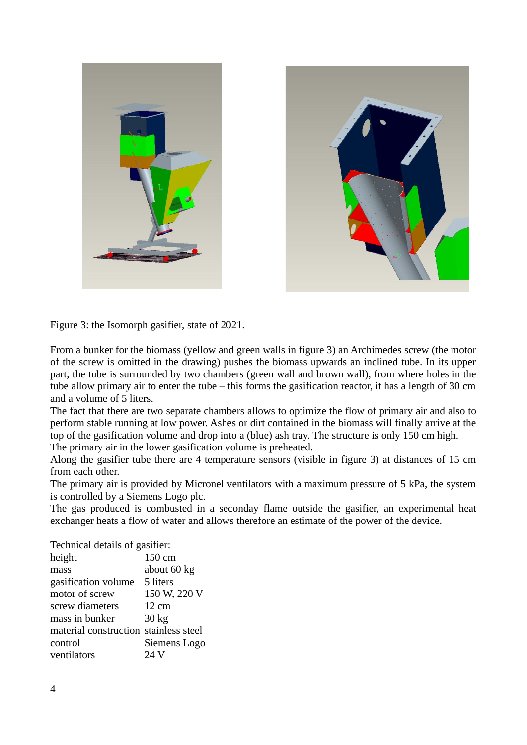Figure 3: the Isomorph gasifier, state of 2021.

From a bunker for the biomass (yellow and green walls in figure 3) an Archimedes screw (the motor of the screw is omitted in the drawing) pushes the biomass upwards an inclined tube. In its upper part, the tube is surrounded by two chambers (green wall and brown wall), from where holes in the tube allow primary air to enter the tube – this forms the gasification reactor, it has a length of 30 cm and a volume of 5 liters.

The fact that there are two separate chambers allows to optimize the flow of primary air and also to perform stable running at low power. Ashes or dirt contained in the biomass will finally arrive at the top of the gasification volume and drop into a (blue) ash tray. The structure is only 150 cm high.

The primary air in the lower gasification volume is preheated.

Along the gasifier tube there are 4 temperature sensors (visible in figure 3) at distances of 15 cm from each other.

The primary air is provided by Micronel ventilators with a maximum pressure of 5 kPa, the system is controlled by a Siemens Logo plc.

The gas produced is combusted in a seconday flame outside the gasifier, an experimental heat exchanger heats a flow of water and allows therefore an estimate of the power of the device.

Technical details of gasifier:

| | |
|---|---|
| height | 150 cm |
| mass | about 60 kg |
| gasification volume | 5 liters |
| motor of screw | 150 W, 220 V |
| screw diameters | 12 cm |
| mass in bunker | 30 kg |
| material construction | stainless steel |
| control | Siemens Logo |
| ventilators | 24 V |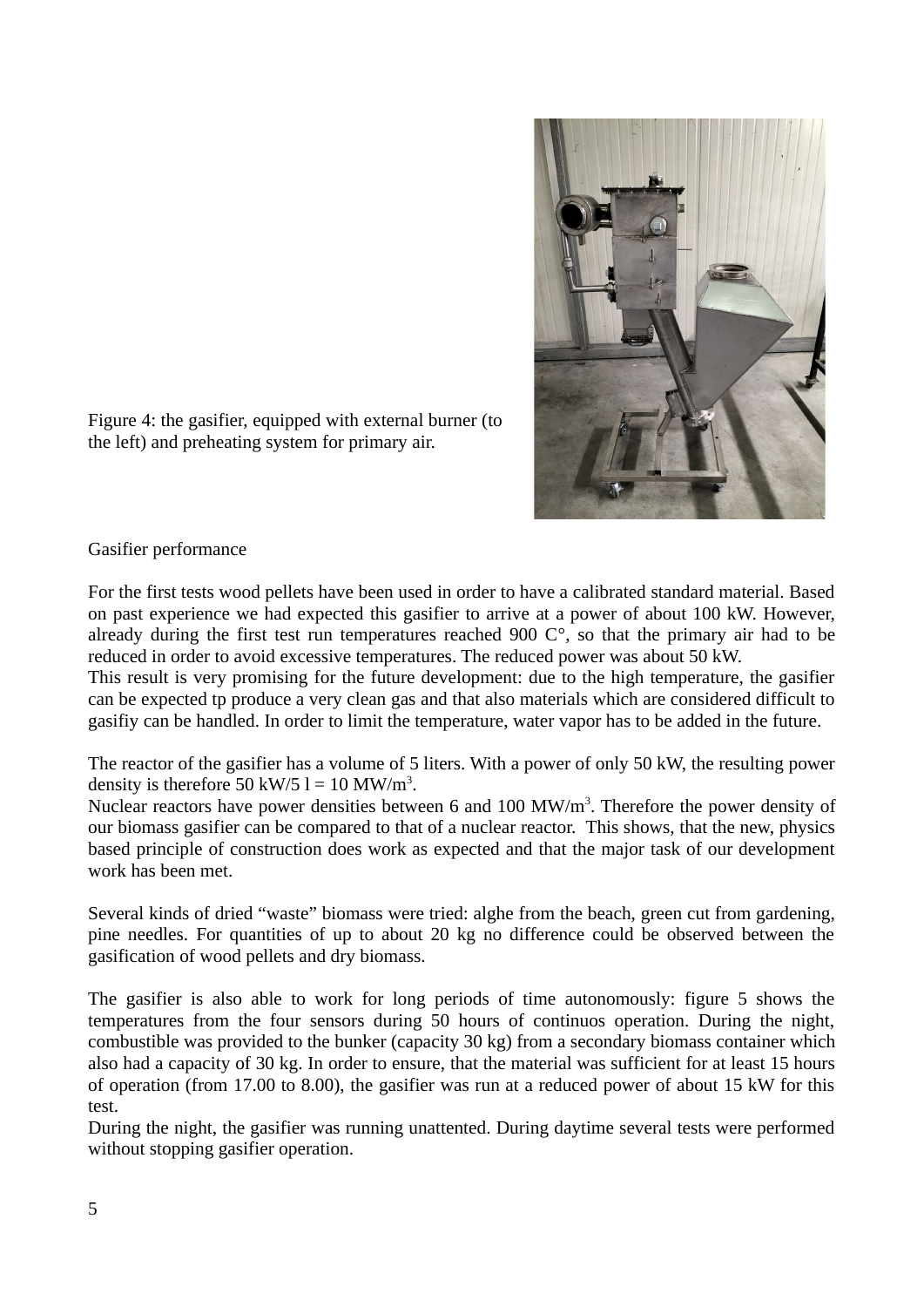Figure 4: the gasifier, equipped with external burner (to the left) and preheating system for primary air.

Gasifier performance

For the first tests wood pellets have been used in order to have a calibrated standard material. Based on past experience we had expected this gasifier to arrive at a power of about 100 kW. However, already during the first test run temperatures reached 900 C°, so that the primary air had to be reduced in order to avoid excessive temperatures. The reduced power was about 50 kW.

This result is very promising for the future development: due to the high temperature, the gasifier can be expected tp produce a very clean gas and that also materials which are considered difficult to gasifiy can be handled. In order to limit the temperature, water vapor has to be added in the future.

The reactor of the gasifier has a volume of 5 liters. With a power of only 50 kW, the resulting power density is therefore 50 kW/5 l = 10 MW/m$^3$.

Nuclear reactors have power densities between 6 and 100 MW/m$^3$. Therefore the power density of our biomass gasifier can be compared to that of a nuclear reactor. This shows, that the new, physics based principle of construction does work as expected and that the major task of our development work has been met.

Several kinds of dried “waste” biomass were tried: alghe from the beach, green cut from gardening, pine needles. For quantities of up to about 20 kg no difference could be observed between the gasification of wood pellets and dry biomass.

The gasifier is also able to work for long periods of time autonomously: figure 5 shows the temperatures from the four sensors during 50 hours of continuos operation. During the night, combustible was provided to the bunker (capacity 30 kg) from a secondary biomass container which also had a capacity of 30 kg. In order to ensure, that the material was sufficient for at least 15 hours of operation (from 17.00 to 8.00), the gasifier was run at a reduced power of about 15 kW for this test.

During the night, the gasifier was running unattented. During daytime several tests were performed without stopping gasifier operation.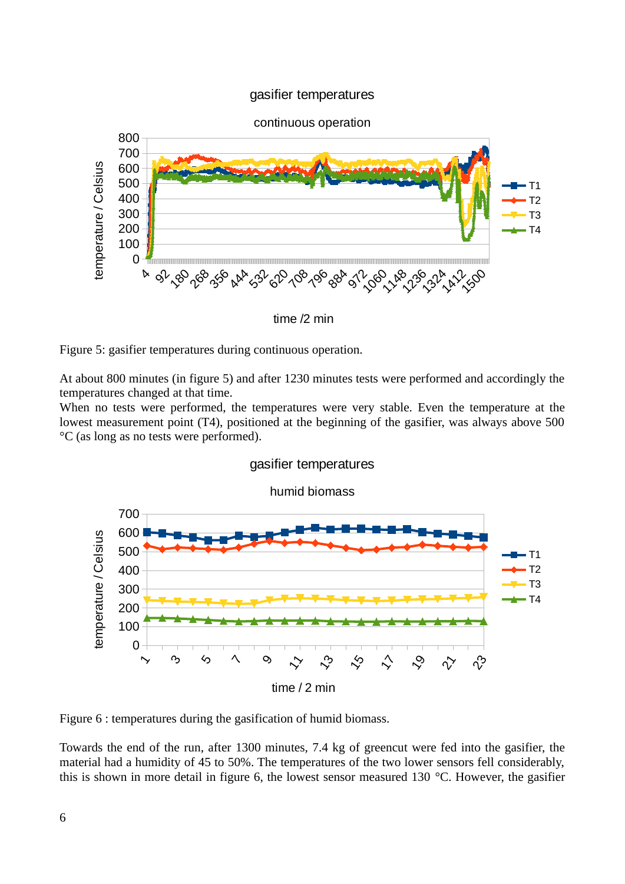Figure 5: gasifier temperatures during continuous operation.

At about 800 minutes (in figure 5) and after 1230 minutes tests were performed and accordingly the temperatures changed at that time.
When no tests were performed, the temperatures were very stable. Even the temperature at the lowest measurement point (T4), positioned at the beginning of the gasifier, was always above 500 °C (as long as no tests were performed).

Figure 6 : temperatures during the gasification of humid biomass.

Towards the end of the run, after 1300 minutes, 7.4 kg of greencut were fed into the gasifier, the material had a humidity of 45 to 50%. The temperatures of the two lower sensors fell considerably, this is shown in more detail in figure 6, the lowest sensor measured 130 °C. However, the gasifier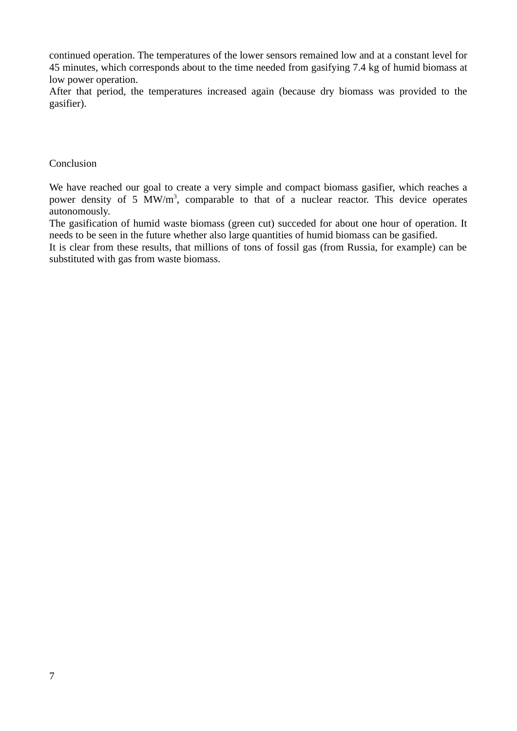continued operation. The temperatures of the lower sensors remained low and at a constant level for 45 minutes, which corresponds about to the time needed from gasifying 7.4 kg of humid biomass at low power operation.
After that period, the temperatures increased again (because dry biomass was provided to the gasifier).

## Conclusion

We have reached our goal to create a very simple and compact biomass gasifier, which reaches a power density of 5 $MW/m^3$, comparable to that of a nuclear reactor. This device operates autonomously.
The gasification of humid waste biomass (green cut) succeded for about one hour of operation. It needs to be seen in the future whether also large quantities of humid biomass can be gasified.
It is clear from these results, that millions of tons of fossil gas (from Russia, for example) can be substituted with gas from waste biomass.